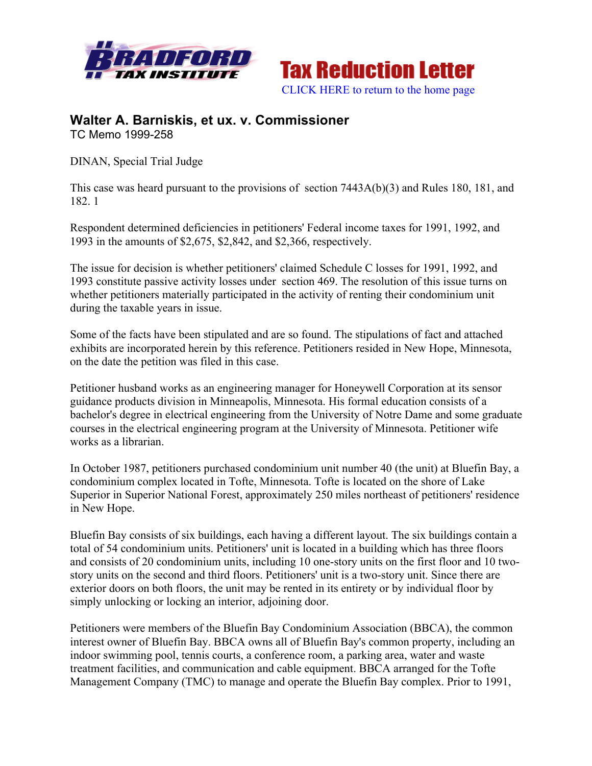Tax Reduction Letter

CLICK HERE to return to the home page

## Walter A. Barniskis, et ux. v. Commissioner

TC Memo 1999-258

DINAN, Special Trial Judge

This case was heard pursuant to the provisions of section 7443A(b)(3) and Rules 180, 181, and 182. 1

Respondent determined deficiencies in petitioners' Federal income taxes for 1991, 1992, and 1993 in the amounts of $2,675, $2,842, and $2,366, respectively.

The issue for decision is whether petitioners' claimed Schedule C losses for 1991, 1992, and 1993 constitute passive activity losses under section 469. The resolution of this issue turns on whether petitioners materially participated in the activity of renting their condominium unit during the taxable years in issue.

Some of the facts have been stipulated and are so found. The stipulations of fact and attached exhibits are incorporated herein by this reference. Petitioners resided in New Hope, Minnesota, on the date the petition was filed in this case.

Petitioner husband works as an engineering manager for Honeywell Corporation at its sensor guidance products division in Minneapolis, Minnesota. His formal education consists of a bachelor's degree in electrical engineering from the University of Notre Dame and some graduate courses in the electrical engineering program at the University of Minnesota. Petitioner wife works as a librarian.

In October 1987, petitioners purchased condominium unit number 40 (the unit) at Bluefin Bay, a condominium complex located in Tofte, Minnesota. Tofte is located on the shore of Lake Superior in Superior National Forest, approximately 250 miles northeast of petitioners' residence in New Hope.

Bluefin Bay consists of six buildings, each having a different layout. The six buildings contain a total of 54 condominium units. Petitioners' unit is located in a building which has three floors and consists of 20 condominium units, including 10 one-story units on the first floor and 10 two-story units on the second and third floors. Petitioners' unit is a two-story unit. Since there are exterior doors on both floors, the unit may be rented in its entirety or by individual floor by simply unlocking or locking an interior, adjoining door.

Petitioners were members of the Bluefin Bay Condominium Association (BBCA), the common interest owner of Bluefin Bay. BBCA owns all of Bluefin Bay's common property, including an indoor swimming pool, tennis courts, a conference room, a parking area, water and waste treatment facilities, and communication and cable equipment. BBCA arranged for the Tofte Management Company (TMC) to manage and operate the Bluefin Bay complex. Prior to 1991,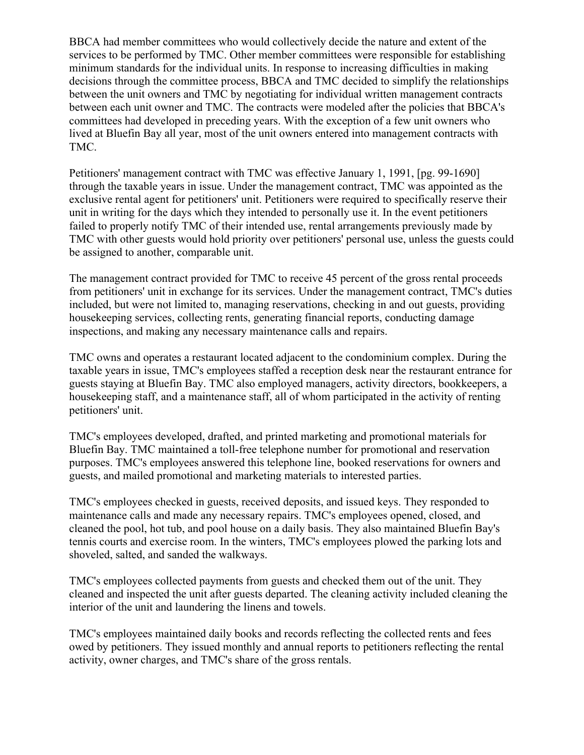BBCA had member committees who would collectively decide the nature and extent of the services to be performed by TMC. Other member committees were responsible for establishing minimum standards for the individual units. In response to increasing difficulties in making decisions through the committee process, BBCA and TMC decided to simplify the relationships between the unit owners and TMC by negotiating for individual written management contracts between each unit owner and TMC. The contracts were modeled after the policies that BBCA's committees had developed in preceding years. With the exception of a few unit owners who lived at Bluefin Bay all year, most of the unit owners entered into management contracts with TMC.

Petitioners' management contract with TMC was effective January 1, 1991, [pg. 99-1690] through the taxable years in issue. Under the management contract, TMC was appointed as the exclusive rental agent for petitioners' unit. Petitioners were required to specifically reserve their unit in writing for the days which they intended to personally use it. In the event petitioners failed to properly notify TMC of their intended use, rental arrangements previously made by TMC with other guests would hold priority over petitioners' personal use, unless the guests could be assigned to another, comparable unit.

The management contract provided for TMC to receive 45 percent of the gross rental proceeds from petitioners' unit in exchange for its services. Under the management contract, TMC's duties included, but were not limited to, managing reservations, checking in and out guests, providing housekeeping services, collecting rents, generating financial reports, conducting damage inspections, and making any necessary maintenance calls and repairs.

TMC owns and operates a restaurant located adjacent to the condominium complex. During the taxable years in issue, TMC's employees staffed a reception desk near the restaurant entrance for guests staying at Bluefin Bay. TMC also employed managers, activity directors, bookkeepers, a housekeeping staff, and a maintenance staff, all of whom participated in the activity of renting petitioners' unit.

TMC's employees developed, drafted, and printed marketing and promotional materials for Bluefin Bay. TMC maintained a toll-free telephone number for promotional and reservation purposes. TMC's employees answered this telephone line, booked reservations for owners and guests, and mailed promotional and marketing materials to interested parties.

TMC's employees checked in guests, received deposits, and issued keys. They responded to maintenance calls and made any necessary repairs. TMC's employees opened, closed, and cleaned the pool, hot tub, and pool house on a daily basis. They also maintained Bluefin Bay's tennis courts and exercise room. In the winters, TMC's employees plowed the parking lots and shoveled, salted, and sanded the walkways.

TMC's employees collected payments from guests and checked them out of the unit. They cleaned and inspected the unit after guests departed. The cleaning activity included cleaning the interior of the unit and laundering the linens and towels.

TMC's employees maintained daily books and records reflecting the collected rents and fees owed by petitioners. They issued monthly and annual reports to petitioners reflecting the rental activity, owner charges, and TMC's share of the gross rentals.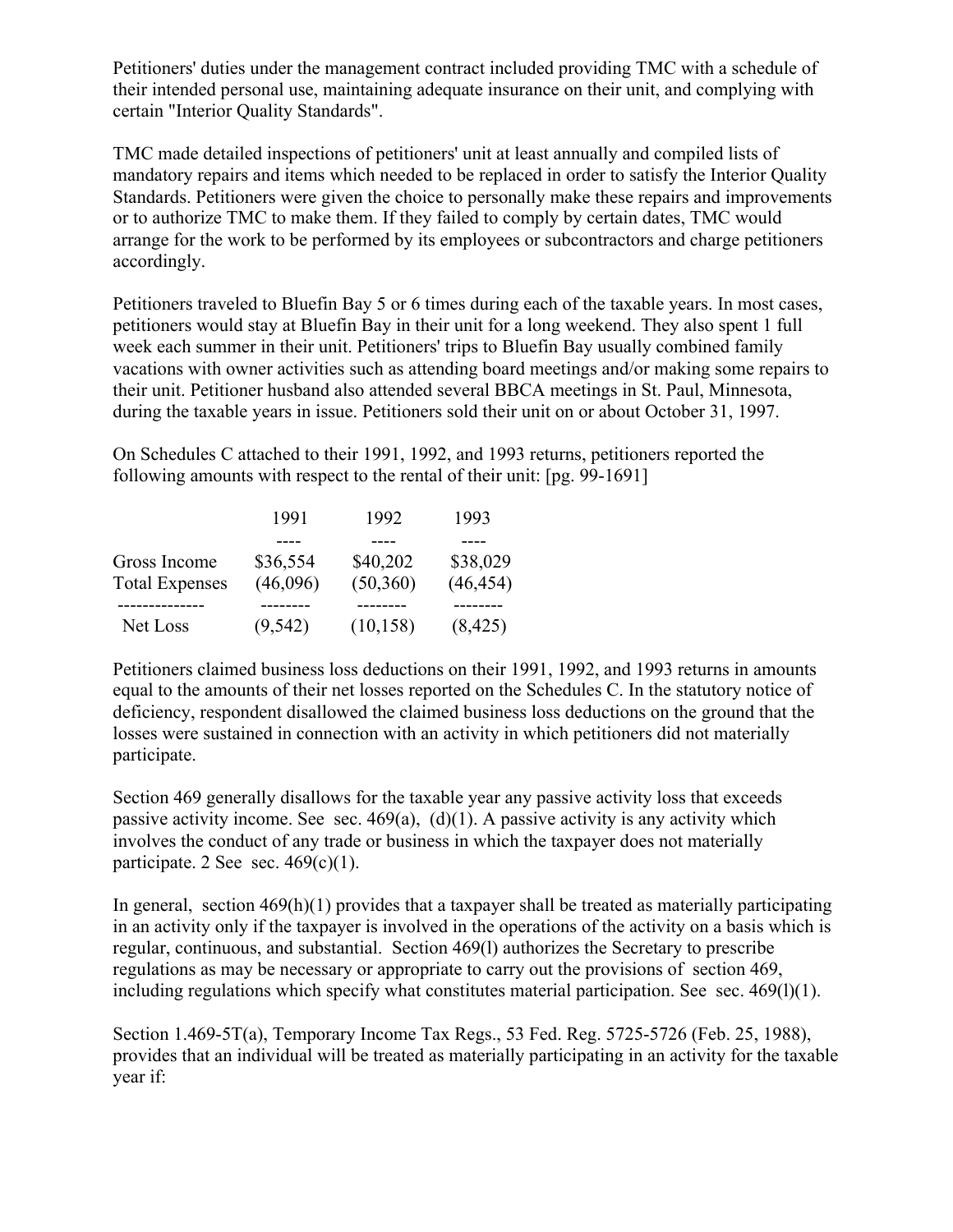Petitioners' duties under the management contract included providing TMC with a schedule of their intended personal use, maintaining adequate insurance on their unit, and complying with certain "Interior Quality Standards".

TMC made detailed inspections of petitioners' unit at least annually and compiled lists of mandatory repairs and items which needed to be replaced in order to satisfy the Interior Quality Standards. Petitioners were given the choice to personally make these repairs and improvements or to authorize TMC to make them. If they failed to comply by certain dates, TMC would arrange for the work to be performed by its employees or subcontractors and charge petitioners accordingly.

Petitioners traveled to Bluefin Bay 5 or 6 times during each of the taxable years. In most cases, petitioners would stay at Bluefin Bay in their unit for a long weekend. They also spent 1 full week each summer in their unit. Petitioners' trips to Bluefin Bay usually combined family vacations with owner activities such as attending board meetings and/or making some repairs to their unit. Petitioner husband also attended several BBCA meetings in St. Paul, Minnesota, during the taxable years in issue. Petitioners sold their unit on or about October 31, 1997.

On Schedules C attached to their 1991, 1992, and 1993 returns, petitioners reported the following amounts with respect to the rental of their unit: [pg. 99-1691]

| | 1991 | 1992 | 1993 |
|---|---|---|---|
| Gross Income | $36,554 | $40,202 | $38,029 |
| Total Expenses | (46,096) | (50,360) | (46,454) |
| Net Loss | (9,542) | (10,158) | (8,425) |

Petitioners claimed business loss deductions on their 1991, 1992, and 1993 returns in amounts equal to the amounts of their net losses reported on the Schedules C. In the statutory notice of deficiency, respondent disallowed the claimed business loss deductions on the ground that the losses were sustained in connection with an activity in which petitioners did not materially participate.

Section 469 generally disallows for the taxable year any passive activity loss that exceeds passive activity income. See sec. 469(a), (d)(1). A passive activity is any activity which involves the conduct of any trade or business in which the taxpayer does not materially participate. 2 See sec. 469(c)(1).

In general, section 469(h)(1) provides that a taxpayer shall be treated as materially participating in an activity only if the taxpayer is involved in the operations of the activity on a basis which is regular, continuous, and substantial. Section 469(l) authorizes the Secretary to prescribe regulations as may be necessary or appropriate to carry out the provisions of section 469, including regulations which specify what constitutes material participation. See sec. 469(l)(1).

Section 1.469-5T(a), Temporary Income Tax Regs., 53 Fed. Reg. 5725-5726 (Feb. 25, 1988), provides that an individual will be treated as materially participating in an activity for the taxable year if: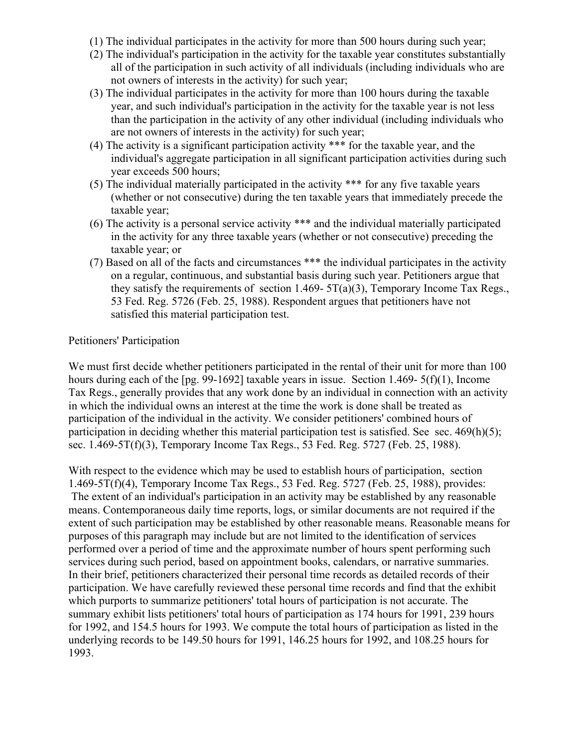(1) The individual participates in the activity for more than 500 hours during such year;

(2) The individual's participation in the activity for the taxable year constitutes substantially all of the participation in such activity of all individuals (including individuals who are not owners of interests in the activity) for such year;

(3) The individual participates in the activity for more than 100 hours during the taxable year, and such individual's participation in the activity for the taxable year is not less than the participation in the activity of any other individual (including individuals who are not owners of interests in the activity) for such year;

(4) The activity is a significant participation activity *** for the taxable year, and the individual's aggregate participation in all significant participation activities during such year exceeds 500 hours;

(5) The individual materially participated in the activity *** for any five taxable years (whether or not consecutive) during the ten taxable years that immediately precede the taxable year;

(6) The activity is a personal service activity *** and the individual materially participated in the activity for any three taxable years (whether or not consecutive) preceding the taxable year; or

(7) Based on all of the facts and circumstances *** the individual participates in the activity on a regular, continuous, and substantial basis during such year. Petitioners argue that they satisfy the requirements of section 1.469- 5T(a)(3), Temporary Income Tax Regs., 53 Fed. Reg. 5726 (Feb. 25, 1988). Respondent argues that petitioners have not satisfied this material participation test.

Petitioners' Participation

We must first decide whether petitioners participated in the rental of their unit for more than 100 hours during each of the [pg. 99-1692] taxable years in issue. Section 1.469- 5(f)(1), Income Tax Regs., generally provides that any work done by an individual in connection with an activity in which the individual owns an interest at the time the work is done shall be treated as participation of the individual in the activity. We consider petitioners' combined hours of participation in deciding whether this material participation test is satisfied. See sec. 469(h)(5); sec. 1.469-5T(f)(3), Temporary Income Tax Regs., 53 Fed. Reg. 5727 (Feb. 25, 1988).

With respect to the evidence which may be used to establish hours of participation, section 1.469-5T(f)(4), Temporary Income Tax Regs., 53 Fed. Reg. 5727 (Feb. 25, 1988), provides: The extent of an individual's participation in an activity may be established by any reasonable means. Contemporaneous daily time reports, logs, or similar documents are not required if the extent of such participation may be established by other reasonable means. Reasonable means for purposes of this paragraph may include but are not limited to the identification of services performed over a period of time and the approximate number of hours spent performing such services during such period, based on appointment books, calendars, or narrative summaries. In their brief, petitioners characterized their personal time records as detailed records of their participation. We have carefully reviewed these personal time records and find that the exhibit which purports to summarize petitioners' total hours of participation is not accurate. The summary exhibit lists petitioners' total hours of participation as 174 hours for 1991, 239 hours for 1992, and 154.5 hours for 1993. We compute the total hours of participation as listed in the underlying records to be 149.50 hours for 1991, 146.25 hours for 1992, and 108.25 hours for 1993.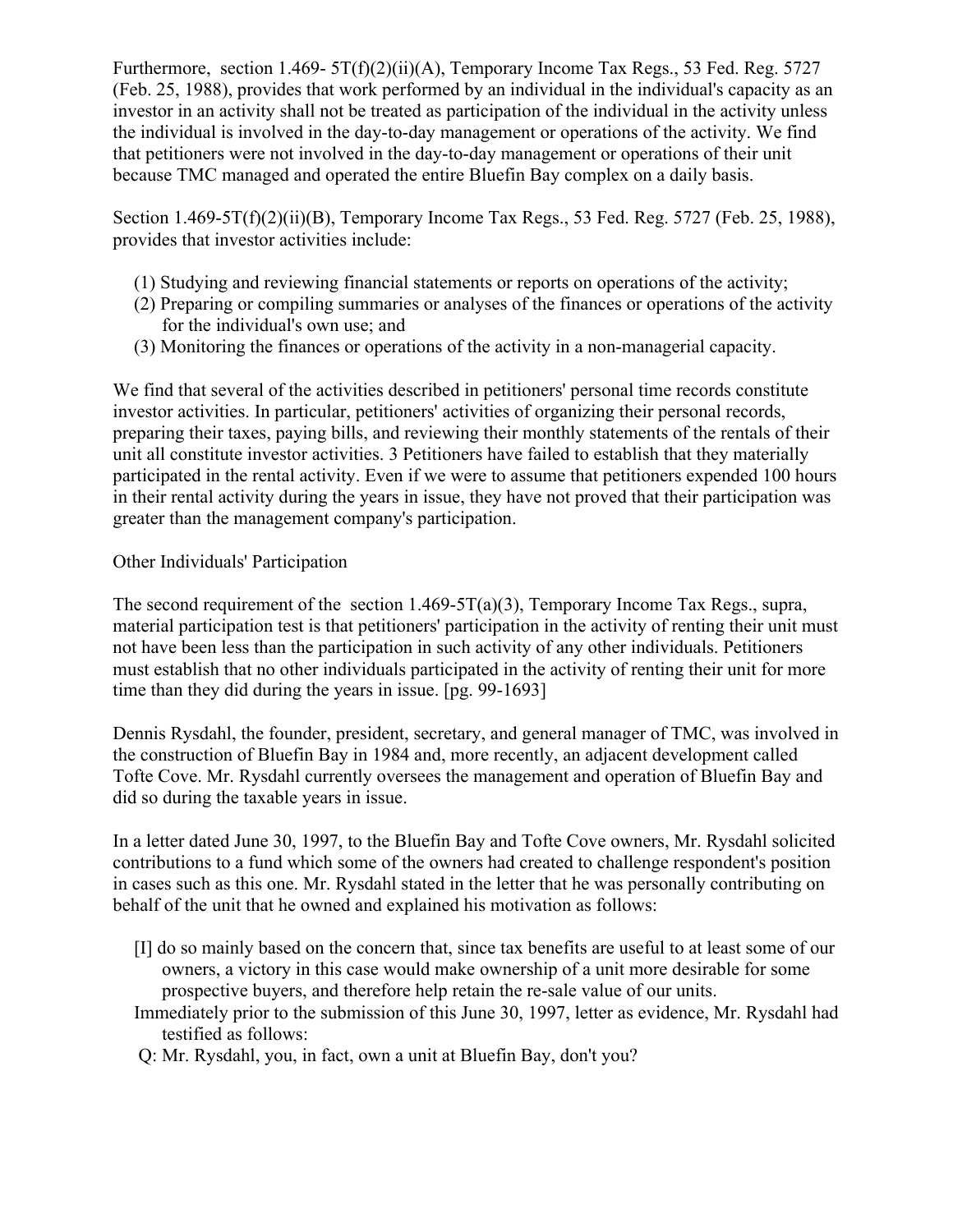Furthermore, section 1.469- 5T(f)(2)(ii)(A), Temporary Income Tax Regs., 53 Fed. Reg. 5727 (Feb. 25, 1988), provides that work performed by an individual in the individual's capacity as an investor in an activity shall not be treated as participation of the individual in the activity unless the individual is involved in the day-to-day management or operations of the activity. We find that petitioners were not involved in the day-to-day management or operations of their unit because TMC managed and operated the entire Bluefin Bay complex on a daily basis.

Section 1.469-5T(f)(2)(ii)(B), Temporary Income Tax Regs., 53 Fed. Reg. 5727 (Feb. 25, 1988), provides that investor activities include:

(1) Studying and reviewing financial statements or reports on operations of the activity;
(2) Preparing or compiling summaries or analyses of the finances or operations of the activity for the individual's own use; and
(3) Monitoring the finances or operations of the activity in a non-managerial capacity.

We find that several of the activities described in petitioners' personal time records constitute investor activities. In particular, petitioners' activities of organizing their personal records, preparing their taxes, paying bills, and reviewing their monthly statements of the rentals of their unit all constitute investor activities. 3 Petitioners have failed to establish that they materially participated in the rental activity. Even if we were to assume that petitioners expended 100 hours in their rental activity during the years in issue, they have not proved that their participation was greater than the management company's participation.

Other Individuals' Participation

The second requirement of the section 1.469-5T(a)(3), Temporary Income Tax Regs., supra, material participation test is that petitioners' participation in the activity of renting their unit must not have been less than the participation in such activity of any other individuals. Petitioners must establish that no other individuals participated in the activity of renting their unit for more time than they did during the years in issue. [pg. 99-1693]

Dennis Rysdahl, the founder, president, secretary, and general manager of TMC, was involved in the construction of Bluefin Bay in 1984 and, more recently, an adjacent development called Tofte Cove. Mr. Rysdahl currently oversees the management and operation of Bluefin Bay and did so during the taxable years in issue.

In a letter dated June 30, 1997, to the Bluefin Bay and Tofte Cove owners, Mr. Rysdahl solicited contributions to a fund which some of the owners had created to challenge respondent's position in cases such as this one. Mr. Rysdahl stated in the letter that he was personally contributing on behalf of the unit that he owned and explained his motivation as follows:

> [I] do so mainly based on the concern that, since tax benefits are useful to at least some of our owners, a victory in this case would make ownership of a unit more desirable for some prospective buyers, and therefore help retain the re-sale value of our units.

Immediately prior to the submission of this June 30, 1997, letter as evidence, Mr. Rysdahl had testified as follows:

Q: Mr. Rysdahl, you, in fact, own a unit at Bluefin Bay, don't you?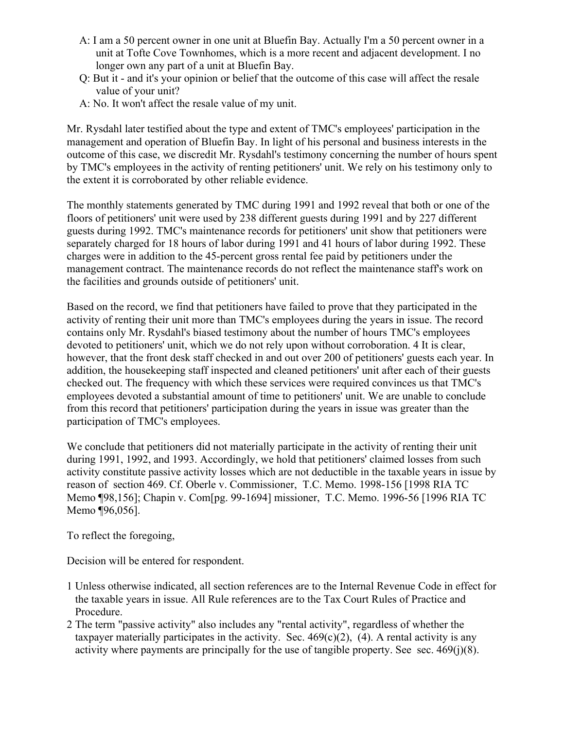A: I am a 50 percent owner in one unit at Bluefin Bay. Actually I'm a 50 percent owner in a unit at Tofte Cove Townhomes, which is a more recent and adjacent development. I no longer own any part of a unit at Bluefin Bay.

Q: But it - and it's your opinion or belief that the outcome of this case will affect the resale value of your unit?

A: No. It won't affect the resale value of my unit.

Mr. Rysdahl later testified about the type and extent of TMC's employees' participation in the management and operation of Bluefin Bay. In light of his personal and business interests in the outcome of this case, we discredit Mr. Rysdahl's testimony concerning the number of hours spent by TMC's employees in the activity of renting petitioners' unit. We rely on his testimony only to the extent it is corroborated by other reliable evidence.

The monthly statements generated by TMC during 1991 and 1992 reveal that both or one of the floors of petitioners' unit were used by 238 different guests during 1991 and by 227 different guests during 1992. TMC's maintenance records for petitioners' unit show that petitioners were separately charged for 18 hours of labor during 1991 and 41 hours of labor during 1992. These charges were in addition to the 45-percent gross rental fee paid by petitioners under the management contract. The maintenance records do not reflect the maintenance staff's work on the facilities and grounds outside of petitioners' unit.

Based on the record, we find that petitioners have failed to prove that they participated in the activity of renting their unit more than TMC's employees during the years in issue. The record contains only Mr. Rysdahl's biased testimony about the number of hours TMC's employees devoted to petitioners' unit, which we do not rely upon without corroboration. 4 It is clear, however, that the front desk staff checked in and out over 200 of petitioners' guests each year. In addition, the housekeeping staff inspected and cleaned petitioners' unit after each of their guests checked out. The frequency with which these services were required convinces us that TMC's employees devoted a substantial amount of time to petitioners' unit. We are unable to conclude from this record that petitioners' participation during the years in issue was greater than the participation of TMC's employees.

We conclude that petitioners did not materially participate in the activity of renting their unit during 1991, 1992, and 1993. Accordingly, we hold that petitioners' claimed losses from such activity constitute passive activity losses which are not deductible in the taxable years in issue by reason of section 469. Cf. Oberle v. Commissioner, T.C. Memo. 1998-156 [1998 RIA TC Memo ¶98,156]; Chapin v. Com[pg. 99-1694] missioner, T.C. Memo. 1996-56 [1996 RIA TC Memo ¶96,056].

To reflect the foregoing,

Decision will be entered for respondent.

1 Unless otherwise indicated, all section references are to the Internal Revenue Code in effect for the taxable years in issue. All Rule references are to the Tax Court Rules of Practice and Procedure.

2 The term "passive activity" also includes any "rental activity", regardless of whether the taxpayer materially participates in the activity. Sec. 469(c)(2), (4). A rental activity is any activity where payments are principally for the use of tangible property. See sec. 469(j)(8).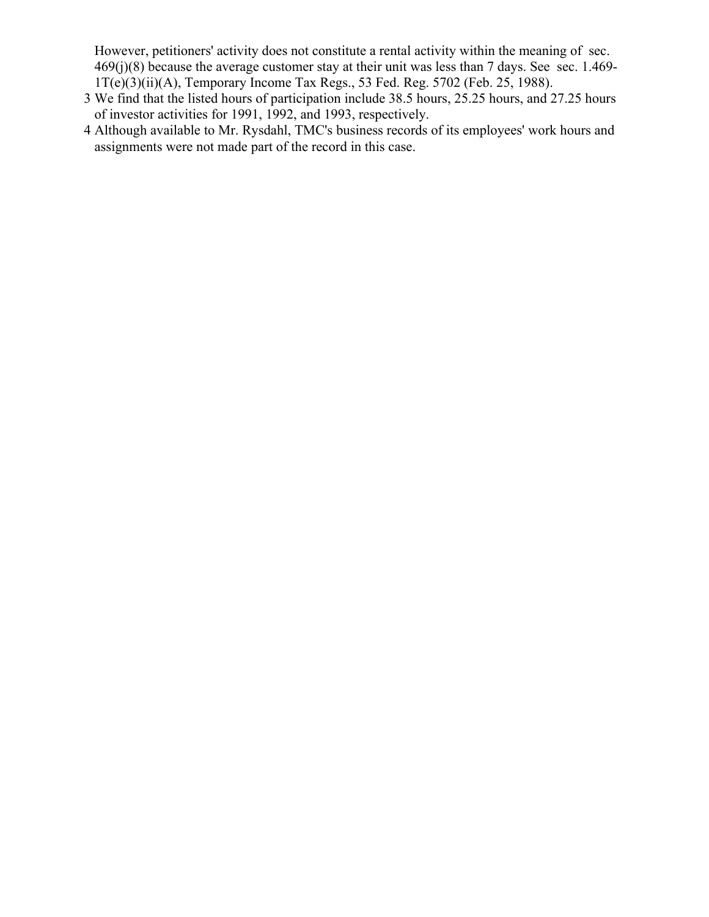However, petitioners' activity does not constitute a rental activity within the meaning of sec. 469(j)(8) because the average customer stay at their unit was less than 7 days. See sec. 1.469-1T(e)(3)(ii)(A), Temporary Income Tax Regs., 53 Fed. Reg. 5702 (Feb. 25, 1988).

3 We find that the listed hours of participation include 38.5 hours, 25.25 hours, and 27.25 hours of investor activities for 1991, 1992, and 1993, respectively.

4 Although available to Mr. Rysdahl, TMC's business records of its employees' work hours and assignments were not made part of the record in this case.